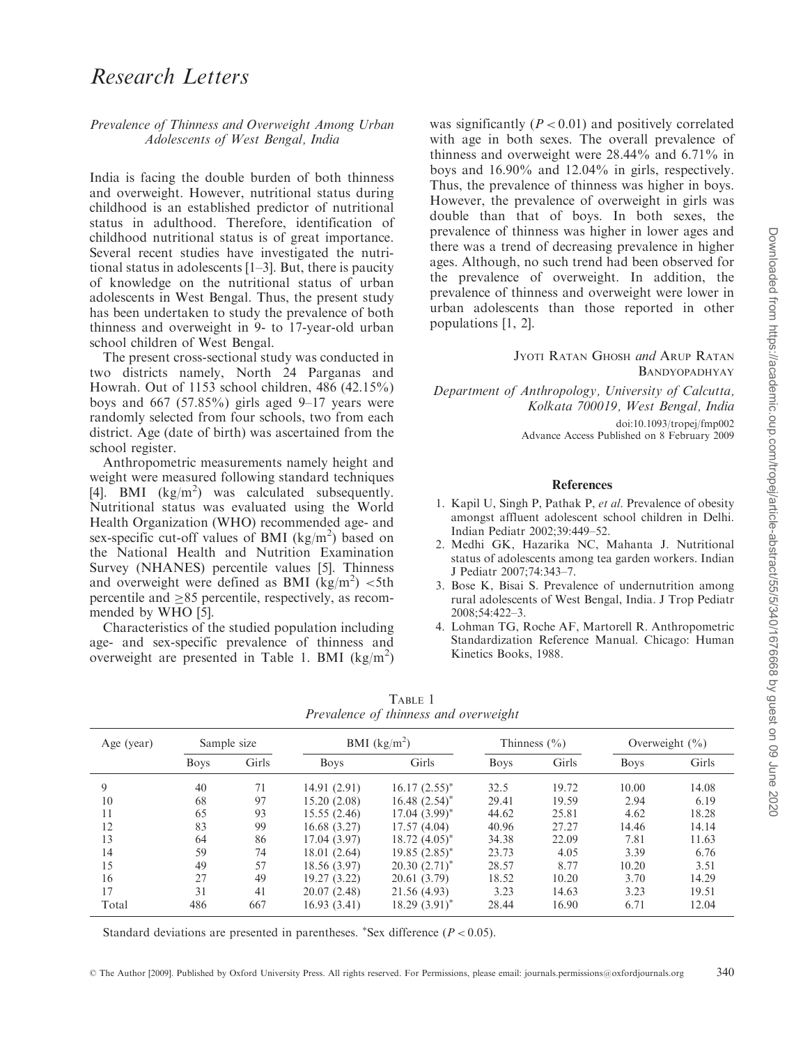# Research Letters

## *Prevalence of Thinness and Overweight Among Urban Adolescents of West Bengal, India*

India is facing the double burden of both thinness and overweight. However, nutritional status during childhood is an established predictor of nutritional status in adulthood. Therefore, identification of childhood nutritional status is of great importance. Several recent studies have investigated the nutritional status in adolescents [1–3]. But, there is paucity of knowledge on the nutritional status of urban adolescents in West Bengal. Thus, the present study has been undertaken to study the prevalence of both thinness and overweight in 9- to 17-year-old urban school children of West Bengal.

The present cross-sectional study was conducted in two districts namely, North 24 Parganas and Howrah. Out of 1153 school children, 486 (42.15%) boys and 667 (57.85%) girls aged 9–17 years were randomly selected from four schools, two from each district. Age (date of birth) was ascertained from the school register.

Anthropometric measurements namely height and weight were measured following standard techniques [4]. BMI ($kg/m^2$) was calculated subsequently. Nutritional status was evaluated using the World Health Organization (WHO) recommended age- and sex-specific cut-off values of BMI ($kg/m^2$) based on the National Health and Nutrition Examination Survey (NHANES) percentile values [5]. Thinness and overweight were defined as BMI ($kg/m^2$) <5th percentile and ≥85 percentile, respectively, as recommended by WHO [5].

Characteristics of the studied population including age- and sex-specific prevalence of thinness and overweight are presented in Table 1. BMI ($kg/m^2$) was significantly ($P < 0.01$) and positively correlated with age in both sexes. The overall prevalence of thinness and overweight were 28.44% and 6.71% in boys and 16.90% and 12.04% in girls, respectively. Thus, the prevalence of thinness was higher in boys. However, the prevalence of overweight in girls was double than that of boys. In both sexes, the prevalence of thinness was higher in lower ages and there was a trend of decreasing prevalence in higher ages. Although, no such trend had been observed for the prevalence of overweight. In addition, the prevalence of thinness and overweight were lower in urban adolescents than those reported in other populations [1, 2].

Jyoti Ratan Ghosh *and* Arup Ratan Bandyopadhyay

*Department of Anthropology, University of Calcutta, Kolkata 700019, West Bengal, India*

doi:10.1093/tropej/fmp002

Advance Access Published on 8 February 2009

### References

1. Kapil U, Singh P, Pathak P, *et al.* Prevalence of obesity amongst affluent adolescent school children in Delhi. Indian Pediatr 2002;39:449–52.
2. Medhi GK, Hazarika NC, Mahanta J. Nutritional status of adolescents among tea garden workers. Indian J Pediatr 2007;74:343–7.
3. Bose K, Bisai S. Prevalence of undernutrition among rural adolescents of West Bengal, India. J Trop Pediatr 2008;54:422–3.
4. Lohman TG, Roche AF, Martorell R. Anthropometric Standardization Reference Manual. Chicago: Human Kinetics Books, 1988.

Table 1
*Prevalence of thinness and overweight*

| Age (year) | Sample size | | BMI ($kg/m^2$) | | Thinness (%) | | Overweight (%) | |
|---|---|---|---|---|---|---|---|---|
| | Boys | Girls | Boys | Girls | Boys | Girls | Boys | Girls |
| 9 | 40 | 71 | 14.91 (2.91) | 16.17 (2.55)* | 32.5 | 19.72 | 10.00 | 14.08 |
| 10 | 68 | 97 | 15.20 (2.08) | 16.48 (2.54)* | 29.41 | 19.59 | 2.94 | 6.19 |
| 11 | 65 | 93 | 15.55 (2.46) | 17.04 (3.99)* | 44.62 | 25.81 | 4.62 | 18.28 |
| 12 | 83 | 99 | 16.68 (3.27) | 17.57 (4.04) | 40.96 | 27.27 | 14.46 | 14.14 |
| 13 | 64 | 86 | 17.04 (3.97) | 18.72 (4.05)* | 34.38 | 22.09 | 7.81 | 11.63 |
| 14 | 59 | 74 | 18.01 (2.64) | 19.85 (2.85)* | 23.73 | 4.05 | 3.39 | 6.76 |
| 15 | 49 | 57 | 18.56 (3.97) | 20.30 (2.71)* | 28.57 | 8.77 | 10.20 | 3.51 |
| 16 | 27 | 49 | 19.27 (3.22) | 20.61 (3.79) | 18.52 | 10.20 | 3.70 | 14.29 |
| 17 | 31 | 41 | 20.07 (2.48) | 21.56 (4.93) | 3.23 | 14.63 | 3.23 | 19.51 |
| Total | 486 | 667 | 16.93 (3.41) | 18.29 (3.91)* | 28.44 | 16.90 | 6.71 | 12.04 |

Standard deviations are presented in parentheses. *Sex difference ($P < 0.05$).

© The Author [2009]. Published by Oxford University Press. All rights reserved. For Permissions, please email: journals.permissions@oxfordjournals.org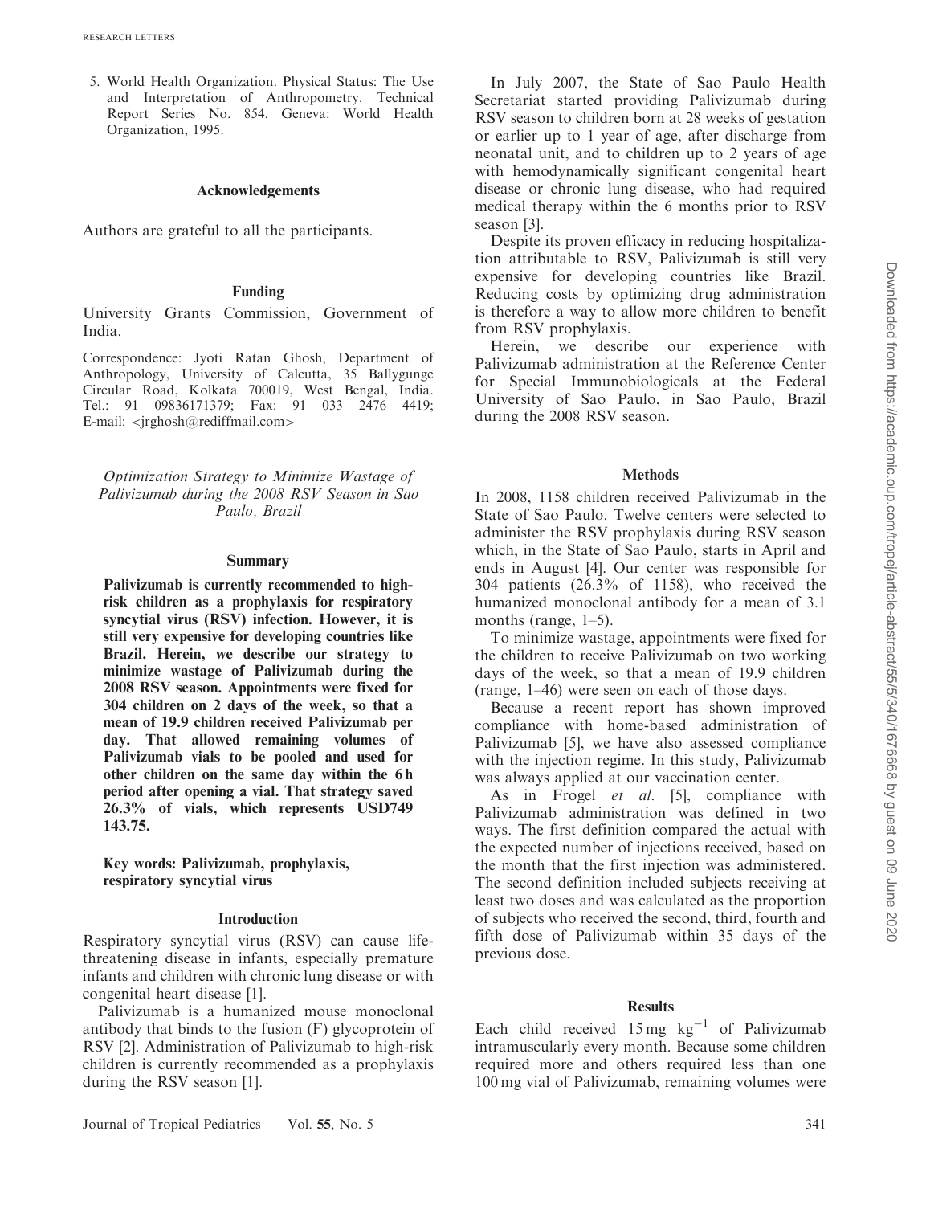5. World Health Organization. Physical Status: The Use and Interpretation of Anthropometry. Technical Report Series No. 854. Geneva: World Health Organization, 1995.

### Acknowledgements

Authors are grateful to all the participants.

### Funding

University Grants Commission, Government of India.

Correspondence: Jyoti Ratan Ghosh, Department of Anthropology, University of Calcutta, 35 Ballygunge Circular Road, Kolkata 700019, West Bengal, India. Tel.: 91 09836171379; Fax: 91 033 2476 4419; E-mail: <jrghosh@rediffmail.com>

## *Optimization Strategy to Minimize Wastage of Palivizumab during the 2008 RSV Season in Sao Paulo, Brazil*

### Summary

**Palivizumab is currently recommended to high-risk children as a prophylaxis for respiratory syncytial virus (RSV) infection. However, it is still very expensive for developing countries like Brazil. Herein, we describe our strategy to minimize wastage of Palivizumab during the 2008 RSV season. Appointments were fixed for 304 children on 2 days of the week, so that a mean of 19.9 children received Palivizumab per day. That allowed remaining volumes of Palivizumab vials to be pooled and used for other children on the same day within the 6 h period after opening a vial. That strategy saved 26.3% of vials, which represents USD749 143.75.**

**Key words: Palivizumab, prophylaxis, respiratory syncytial virus**

### Introduction

Respiratory syncytial virus (RSV) can cause life-threatening disease in infants, especially premature infants and children with chronic lung disease or with congenital heart disease [1].

Palivizumab is a humanized mouse monoclonal antibody that binds to the fusion (F) glycoprotein of RSV [2]. Administration of Palivizumab to high-risk children is currently recommended as a prophylaxis during the RSV season [1].

In July 2007, the State of Sao Paulo Health Secretariat started providing Palivizumab during RSV season to children born at 28 weeks of gestation or earlier up to 1 year of age, after discharge from neonatal unit, and to children up to 2 years of age with hemodynamically significant congenital heart disease or chronic lung disease, who had required medical therapy within the 6 months prior to RSV season [3].

Despite its proven efficacy in reducing hospitalization attributable to RSV, Palivizumab is still very expensive for developing countries like Brazil. Reducing costs by optimizing drug administration is therefore a way to allow more children to benefit from RSV prophylaxis.

Herein, we describe our experience with Palivizumab administration at the Reference Center for Special Immunobiologicals at the Federal University of Sao Paulo, in Sao Paulo, Brazil during the 2008 RSV season.

### Methods

In 2008, 1158 children received Palivizumab in the State of Sao Paulo. Twelve centers were selected to administer the RSV prophylaxis during RSV season which, in the State of Sao Paulo, starts in April and ends in August [4]. Our center was responsible for 304 patients (26.3% of 1158), who received the humanized monoclonal antibody for a mean of 3.1 months (range, 1–5).

To minimize wastage, appointments were fixed for the children to receive Palivizumab on two working days of the week, so that a mean of 19.9 children (range, 1–46) were seen on each of those days.

Because a recent report has shown improved compliance with home-based administration of Palivizumab [5], we have also assessed compliance with the injection regime. In this study, Palivizumab was always applied at our vaccination center.

As in Frogel *et al.* [5], compliance with Palivizumab administration was defined in two ways. The first definition compared the actual with the expected number of injections received, based on the month that the first injection was administered. The second definition included subjects receiving at least two doses and was calculated as the proportion of subjects who received the second, third, fourth and fifth dose of Palivizumab within 35 days of the previous dose.

### Results

Each child received $15\,\mathrm{mg\ kg^{-1}}$ of Palivizumab intramuscularly every month. Because some children required more and others required less than one 100 mg vial of Palivizumab, remaining volumes were